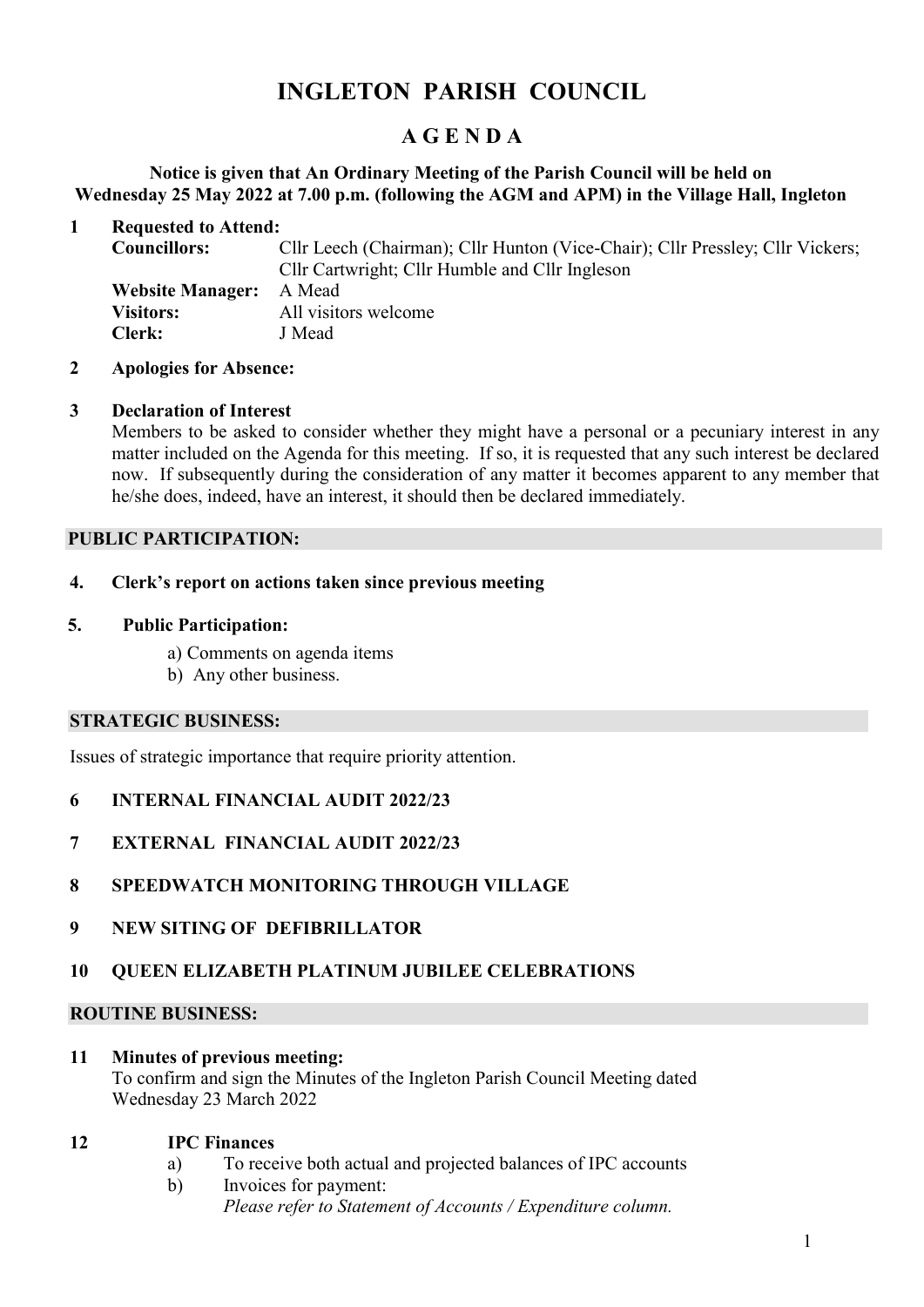# INGLETON PARISH COUNCIL

## A G E N D A

**Notice is given that An Ordinary Meeting of the Parish Council will be held on Wednesday 25 May 2022 at 7.00 p.m. (following the AGM and APM) in the Village Hall, Ingleton**

**1 Requested to Attend:**

| | |
|---|---|
| **Councillors:** | Cllr Leech (Chairman); Cllr Hunton (Vice-Chair); Cllr Pressley; Cllr Vickers; Cllr Cartwright; Cllr Humble and Cllr Ingleson |
| **Website Manager:** | A Mead |
| **Visitors:** | All visitors welcome |
| **Clerk:** | J Mead |

**2 Apologies for Absence:**

**3 Declaration of Interest**

Members to be asked to consider whether they might have a personal or a pecuniary interest in any matter included on the Agenda for this meeting. If so, it is requested that any such interest be declared now. If subsequently during the consideration of any matter it becomes apparent to any member that he/she does, indeed, have an interest, it should then be declared immediately.

### PUBLIC PARTICIPATION:

**4. Clerk's report on actions taken since previous meeting**

**5. Public Participation:**

a) Comments on agenda items
b) Any other business.

### STRATEGIC BUSINESS:

Issues of strategic importance that require priority attention.

**6 INTERNAL FINANCIAL AUDIT 2022/23**

**7 EXTERNAL FINANCIAL AUDIT 2022/23**

**8 SPEEDWATCH MONITORING THROUGH VILLAGE**

**9 NEW SITING OF DEFIBRILLATOR**

**10 QUEEN ELIZABETH PLATINUM JUBILEE CELEBRATIONS**

### ROUTINE BUSINESS:

**11 Minutes of previous meeting:**

To confirm and sign the Minutes of the Ingleton Parish Council Meeting dated Wednesday 23 March 2022

**12 IPC Finances**

a) To receive both actual and projected balances of IPC accounts
b) Invoices for payment:
*Please refer to Statement of Accounts / Expenditure column.*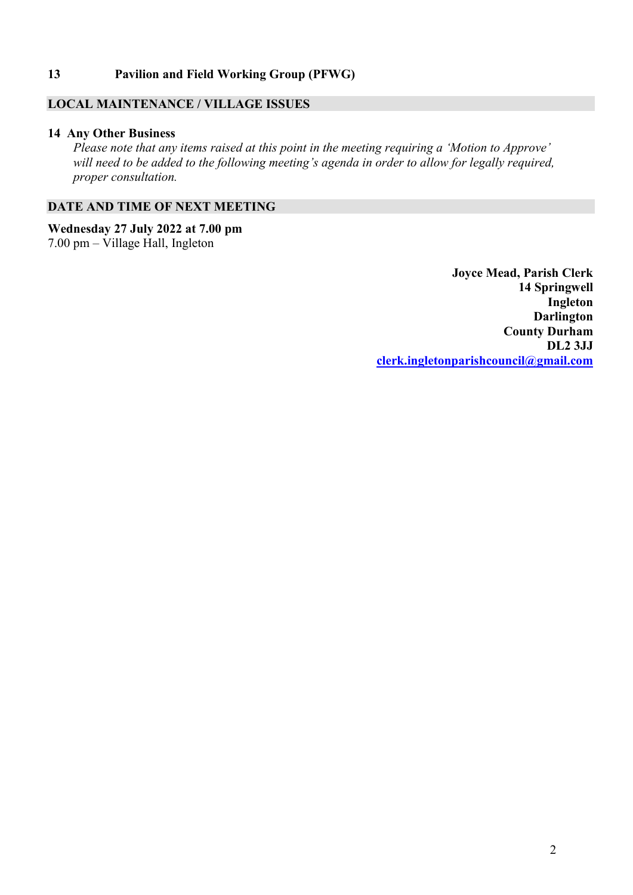**13 Pavilion and Field Working Group (PFWG)**

## LOCAL MAINTENANCE / VILLAGE ISSUES

**14 Any Other Business**

*Please note that any items raised at this point in the meeting requiring a 'Motion to Approve' will need to be added to the following meeting's agenda in order to allow for legally required, proper consultation.*

## DATE AND TIME OF NEXT MEETING

**Wednesday 27 July 2022 at 7.00 pm**
7.00 pm – Village Hall, Ingleton

**Joyce Mead, Parish Clerk**
**14 Springwell**
**Ingleton**
**Darlington**
**County Durham**
**DL2 3JJ**
**clerk.ingletonparishcouncil@gmail.com**